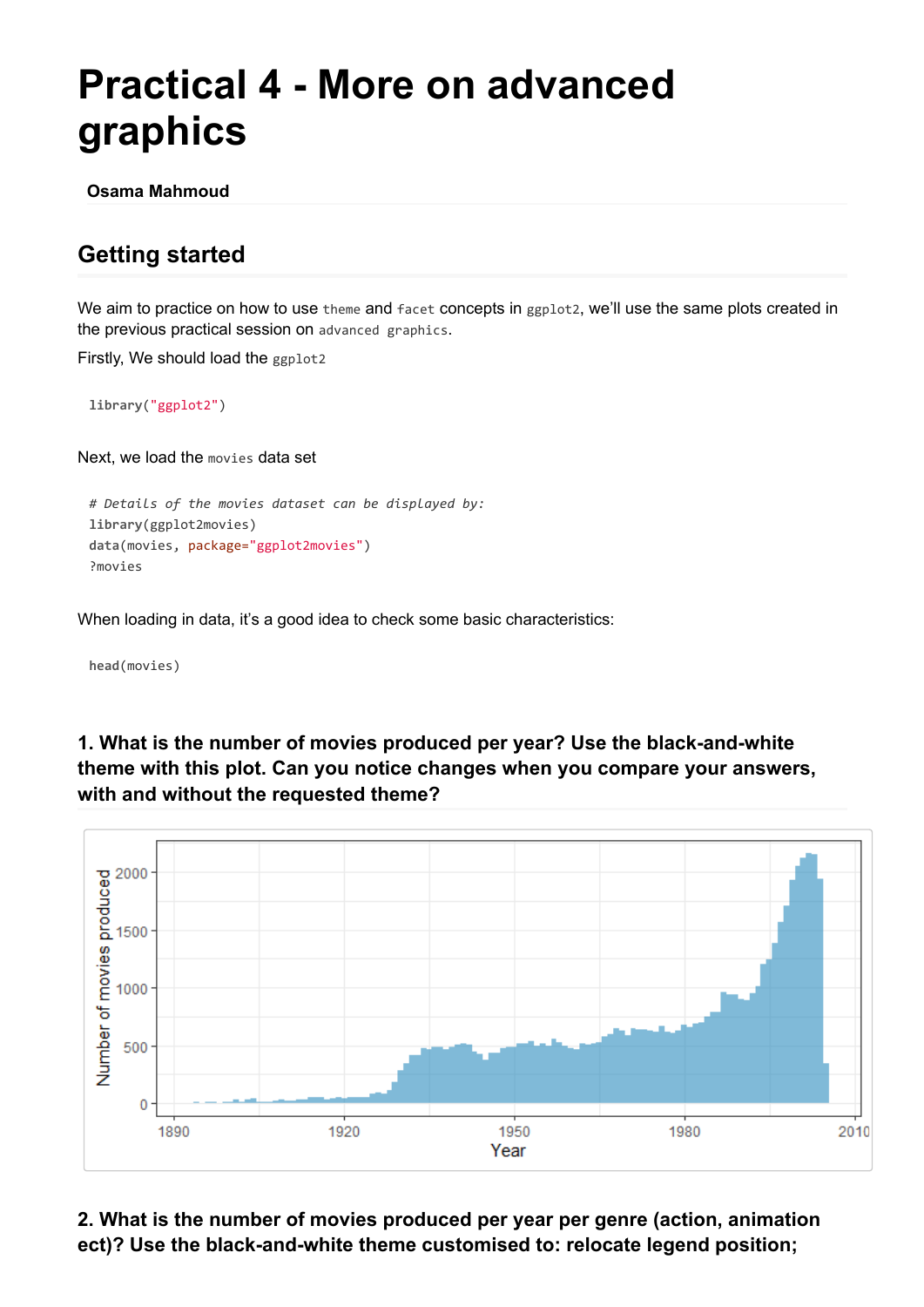# Practical 4 - More on advanced graphics

**Osama Mahmoud**

## Getting started

We aim to practice on how to use `theme` and `facet` concepts in `ggplot2`, we'll use the same plots created in the previous practical session on `advanced graphics`.

Firstly, We should load the `ggplot2`

```
library("ggplot2")
```

Next, we load the `movies` data set

```
# Details of the movies dataset can be displayed by:
library(ggplot2movies)
data(movies, package="ggplot2movies")
?movies
```

When loading in data, it's a good idea to check some basic characteristics:

```
head(movies)
```

### 1. What is the number of movies produced per year? Use the black-and-white theme with this plot. Can you notice changes when you compare your answers, with and without the requested theme?

### 2. What is the number of movies produced per year per genre (action, animation ect)? Use the black-and-white theme customised to: relocate legend position;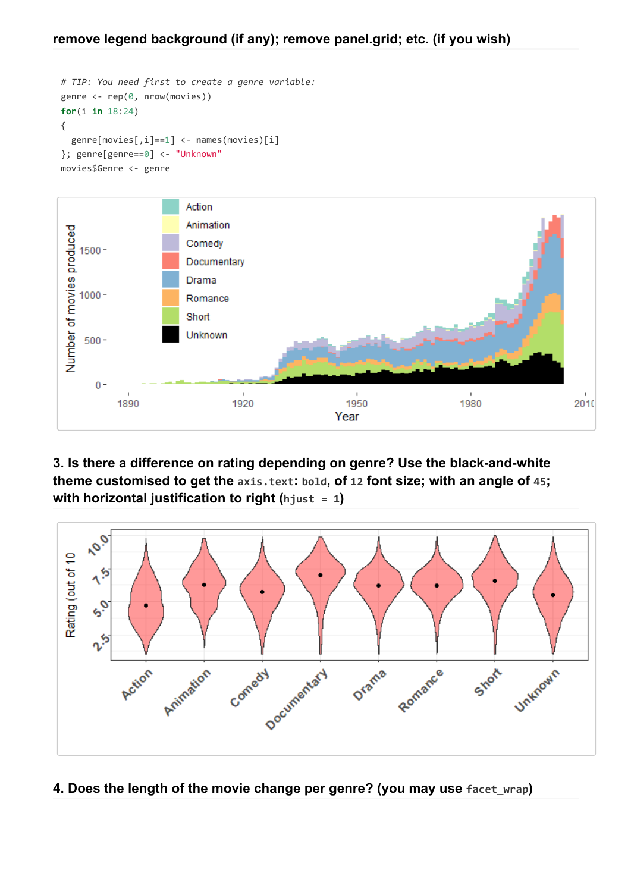**remove legend background (if any); remove panel.grid; etc. (if you wish)**

```
# TIP: You need first to create a genre variable:
genre <- rep(0, nrow(movies))
for(i in 18:24)
{
  genre[movies[,i]==1] <- names(movies)[i]
}; genre[genre==0] <- "Unknown"
movies$Genre <- genre
```

**3. Is there a difference on rating depending on genre? Use the black-and-white theme customised to get the `axis.text`: `bold`, of `12` font size; with an angle of `45`; with horizontal justification to right (`hjust = 1`)**

**4. Does the length of the movie change per genre? (you may use `facet_wrap`)**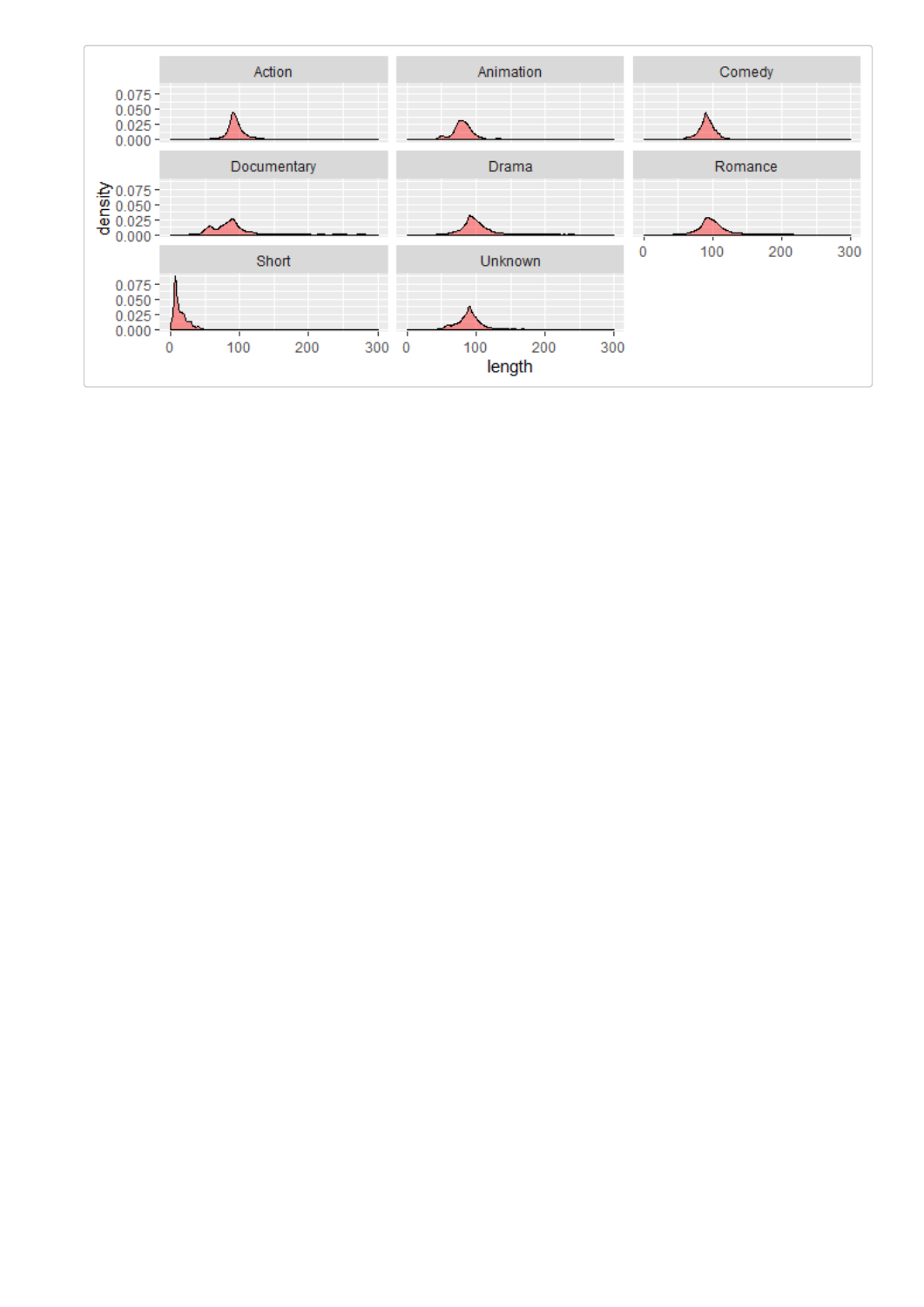Action

Animation

Comedy

0.075
0.050
0.025
0.000

Documentary

Drama

Romance

density

0.075
0.050
0.025
0.000

0 100 200 300

Short

Unknown

0.075
0.050
0.025
0.000

0 100 200 300 0 100 200 300

length